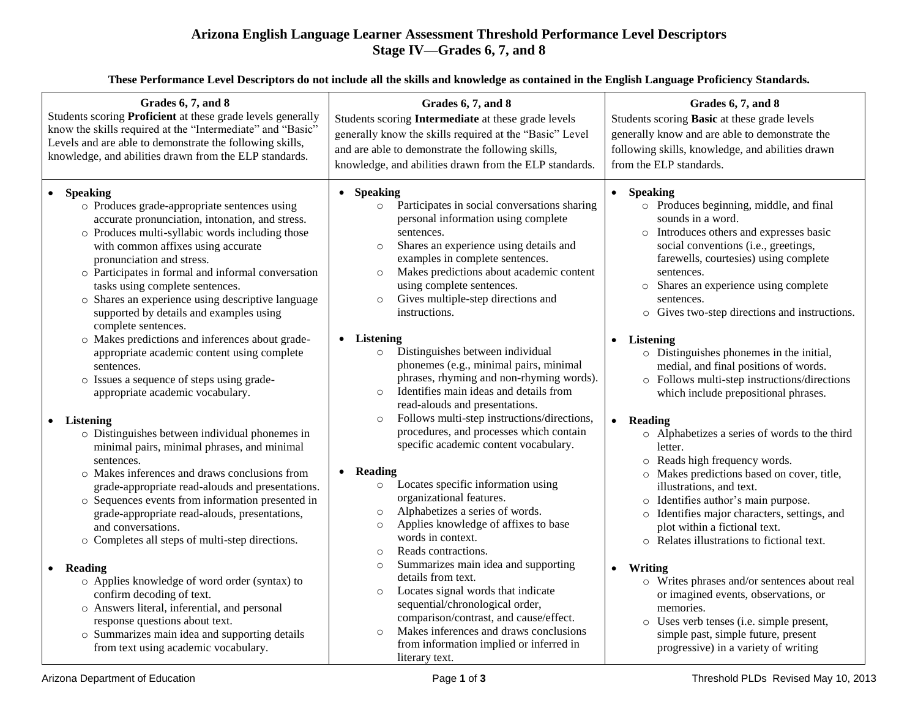# Arizona English Language Learner Assessment Threshold Performance Level Descriptors
## Stage IV—Grades 6, 7, and 8

**These Performance Level Descriptors do not include all the skills and knowledge as contained in the English Language Proficiency Standards.**

| **Grades 6, 7, and 8**<br>Students scoring **Proficient** at these grade levels generally know the skills required at the "Intermediate" and "Basic" Levels and are able to demonstrate the following skills, knowledge, and abilities drawn from the ELP standards. | **Grades 6, 7, and 8**<br>Students scoring **Intermediate** at these grade levels generally know the skills required at the "Basic" Level and are able to demonstrate the following skills, knowledge, and abilities drawn from the ELP standards. | **Grades 6, 7, and 8**<br>Students scoring **Basic** at these grade levels generally know and are able to demonstrate the following skills, knowledge, and abilities drawn from the ELP standards. |
|---|---|---|
| • **Speaking**<br>○ Produces grade-appropriate sentences using accurate pronunciation, intonation, and stress.<br>○ Produces multi-syllabic words including those with common affixes using accurate pronunciation and stress.<br>○ Participates in formal and informal conversation tasks using complete sentences.<br>○ Shares an experience using descriptive language supported by details and examples using complete sentences.<br>○ Makes predictions and inferences about grade-appropriate academic content using complete sentences.<br>○ Issues a sequence of steps using grade-appropriate academic vocabulary.<br><br>• **Listening**<br>○ Distinguishes between individual phonemes in minimal pairs, minimal phrases, and minimal sentences.<br>○ Makes inferences and draws conclusions from grade-appropriate read-alouds and presentations.<br>○ Sequences events from information presented in grade-appropriate read-alouds, presentations, and conversations.<br>○ Completes all steps of multi-step directions.<br><br>• **Reading**<br>○ Applies knowledge of word order (syntax) to confirm decoding of text.<br>○ Answers literal, inferential, and personal response questions about text.<br>○ Summarizes main idea and supporting details from text using academic vocabulary. | • **Speaking**<br>○ Participates in social conversations sharing personal information using complete sentences.<br>○ Shares an experience using details and examples in complete sentences.<br>○ Makes predictions about academic content using complete sentences.<br>○ Gives multiple-step directions and instructions.<br><br>• **Listening**<br>○ Distinguishes between individual phonemes (e.g., minimal pairs, minimal phrases, rhyming and non-rhyming words).<br>○ Identifies main ideas and details from read-alouds and presentations.<br>○ Follows multi-step instructions/directions, procedures, and processes which contain specific academic content vocabulary.<br><br>• **Reading**<br>○ Locates specific information using organizational features.<br>○ Alphabetizes a series of words.<br>○ Applies knowledge of affixes to base words in context.<br>○ Reads contractions.<br>○ Summarizes main idea and supporting details from text.<br>○ Locates signal words that indicate sequential/chronological order, comparison/contrast, and cause/effect.<br>○ Makes inferences and draws conclusions from information implied or inferred in literary text. | • **Speaking**<br>○ Produces beginning, middle, and final sounds in a word.<br>○ Introduces others and expresses basic social conventions (i.e., greetings, farewells, courtesies) using complete sentences.<br>○ Shares an experience using complete sentences.<br>○ Gives two-step directions and instructions.<br><br>• **Listening**<br>○ Distinguishes phonemes in the initial, medial, and final positions of words.<br>○ Follows multi-step instructions/directions which include prepositional phrases.<br><br>• **Reading**<br>○ Alphabetizes a series of words to the third letter.<br>○ Reads high frequency words.<br>○ Makes predictions based on cover, title, illustrations, and text.<br>○ Identifies author's main purpose.<br>○ Identifies major characters, settings, and plot within a fictional text.<br>○ Relates illustrations to fictional text.<br><br>• **Writing**<br>○ Writes phrases and/or sentences about real or imagined events, observations, or memories.<br>○ Uses verb tenses (i.e. simple present, simple past, simple future, present progressive) in a variety of writing |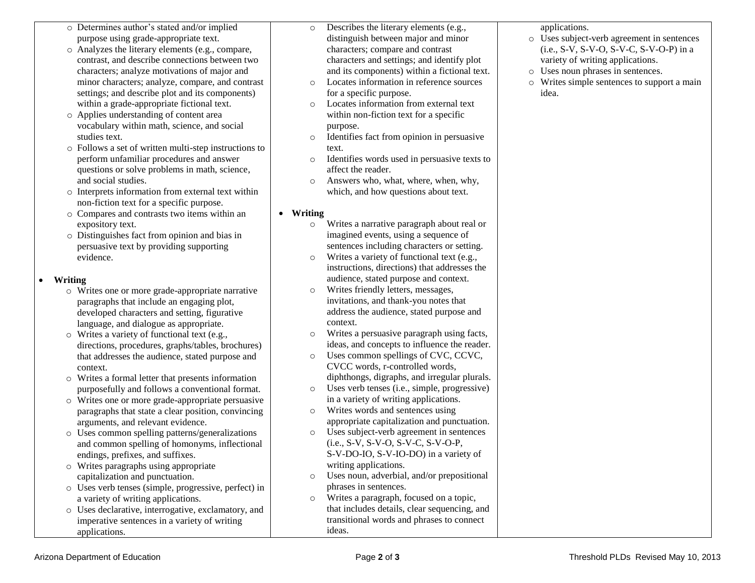| | | |
|---|---|---|
| - Determines author's stated and/or implied purpose using grade-appropriate text.<br>- Analyzes the literary elements (e.g., compare, contrast, and describe connections between two characters; analyze motivations of major and minor characters; analyze, compare, and contrast settings; and describe plot and its components) within a grade-appropriate fictional text.<br>- Applies understanding of content area vocabulary within math, science, and social studies text.<br>- Follows a set of written multi-step instructions to perform unfamiliar procedures and answer questions or solve problems in math, science, and social studies.<br>- Interprets information from external text within non-fiction text for a specific purpose.<br>- Compares and contrasts two items within an expository text.<br>- Distinguishes fact from opinion and bias in persuasive text by providing supporting evidence.<br><br>• **Writing**<br>- Writes one or more grade-appropriate narrative paragraphs that include an engaging plot, developed characters and setting, figurative language, and dialogue as appropriate.<br>- Writes a variety of functional text (e.g., directions, procedures, graphs/tables, brochures) that addresses the audience, stated purpose and context.<br>- Writes a formal letter that presents information purposefully and follows a conventional format.<br>- Writes one or more grade-appropriate persuasive paragraphs that state a clear position, convincing arguments, and relevant evidence.<br>- Uses common spelling patterns/generalizations and common spelling of homonyms, inflectional endings, prefixes, and suffixes.<br>- Writes paragraphs using appropriate capitalization and punctuation.<br>- Uses verb tenses (simple, progressive, perfect) in a variety of writing applications.<br>- Uses declarative, interrogative, exclamatory, and imperative sentences in a variety of writing applications. | - Describes the literary elements (e.g., distinguish between major and minor characters; compare and contrast characters and settings; and identify plot and its components) within a fictional text.<br>- Locates information in reference sources for a specific purpose.<br>- Locates information from external text within non-fiction text for a specific purpose.<br>- Identifies fact from opinion in persuasive text.<br>- Identifies words used in persuasive texts to affect the reader.<br>- Answers who, what, where, when, why, which, and how questions about text.<br><br>• **Writing**<br>- Writes a narrative paragraph about real or imagined events, using a sequence of sentences including characters or setting.<br>- Writes a variety of functional text (e.g., instructions, directions) that addresses the audience, stated purpose and context.<br>- Writes friendly letters, messages, invitations, and thank-you notes that address the audience, stated purpose and context.<br>- Writes a persuasive paragraph using facts, ideas, and concepts to influence the reader.<br>- Uses common spellings of CVC, CCVC, CVCC words, r-controlled words, diphthongs, digraphs, and irregular plurals.<br>- Uses verb tenses (i.e., simple, progressive) in a variety of writing applications.<br>- Writes words and sentences using appropriate capitalization and punctuation.<br>- Uses subject-verb agreement in sentences (i.e., S-V, S-V-O, S-V-C, S-V-O-P, S-V-DO-IO, S-V-IO-DO) in a variety of writing applications.<br>- Uses noun, adverbial, and/or prepositional phrases in sentences.<br>- Writes a paragraph, focused on a topic, that includes details, clear sequencing, and transitional words and phrases to connect ideas. | applications.<br>- Uses subject-verb agreement in sentences (i.e., S-V, S-V-O, S-V-C, S-V-O-P) in a variety of writing applications.<br>- Uses noun phrases in sentences.<br>- Writes simple sentences to support a main idea. |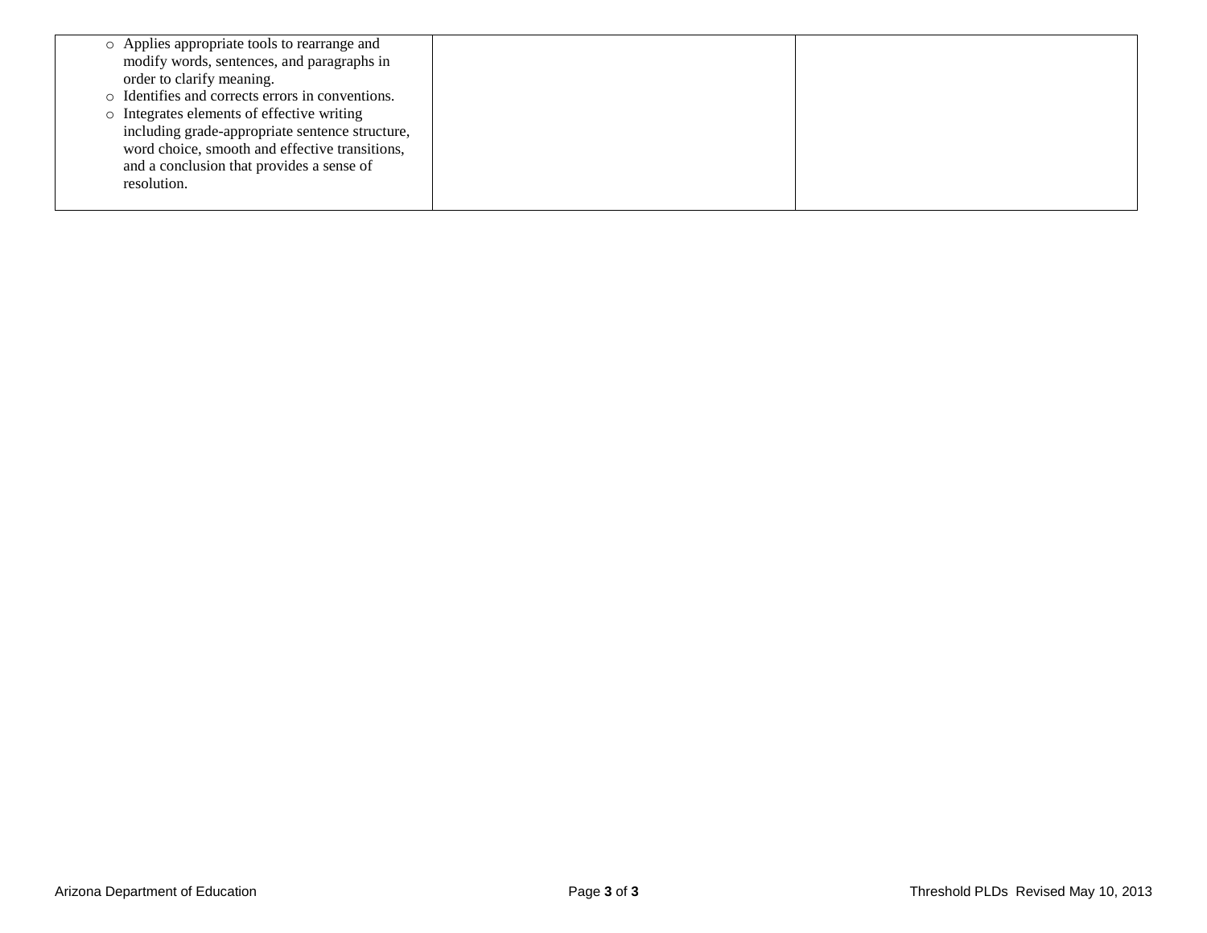| | | |
|---|---|---|
| <ul><li>Applies appropriate tools to rearrange and modify words, sentences, and paragraphs in order to clarify meaning.</li><li>Identifies and corrects errors in conventions.</li><li>Integrates elements of effective writing including grade-appropriate sentence structure, word choice, smooth and effective transitions, and a conclusion that provides a sense of resolution.</li></ul> | | |